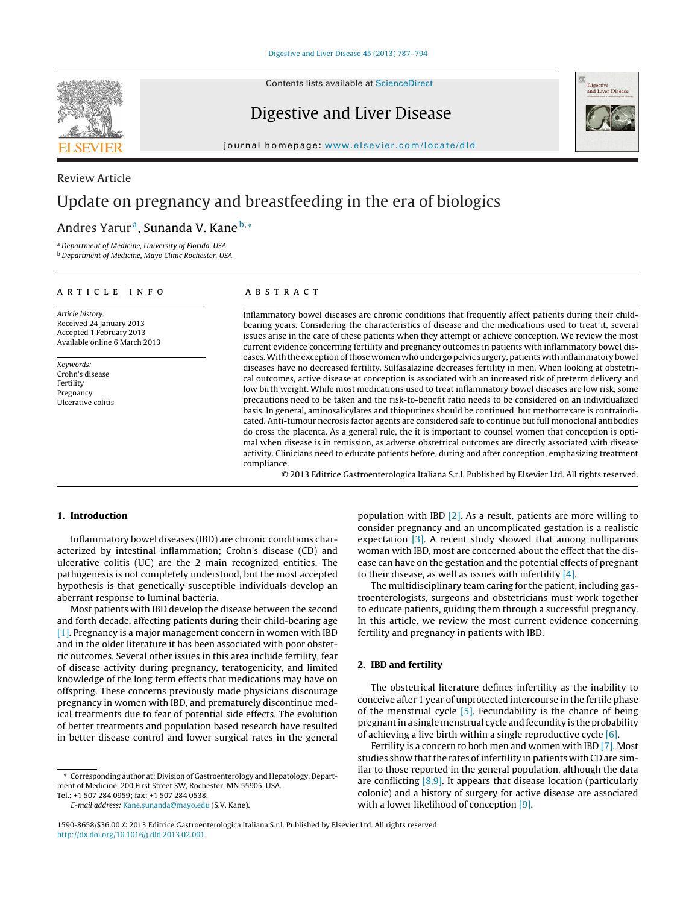Review Article

# Update on pregnancy and breastfeeding in the era of biologics

Andres Yarur [a], Sunanda V. Kane [b,*]

[a] Department of Medicine, University of Florida, USA
[b] Department of Medicine, Mayo Clinic Rochester, USA

## ARTICLE INFO

*Article history:*
Received 24 January 2013
Accepted 1 February 2013
Available online 6 March 2013

*Keywords:*
Crohn's disease
Fertility
Pregnancy
Ulcerative colitis

## ABSTRACT

Inflammatory bowel diseases are chronic conditions that frequently affect patients during their child-bearing years. Considering the characteristics of disease and the medications used to treat it, several issues arise in the care of these patients when they attempt or achieve conception. We review the most current evidence concerning fertility and pregnancy outcomes in patients with inflammatory bowel diseases. With the exception of those women who undergo pelvic surgery, patients with inflammatory bowel diseases have no decreased fertility. Sulfasalazine decreases fertility in men. When looking at obstetrical outcomes, active disease at conception is associated with an increased risk of preterm delivery and low birth weight. While most medications used to treat inflammatory bowel diseases are low risk, some precautions need to be taken and the risk-to-benefit ratio needs to be considered on an individualized basis. In general, aminosalicylates and thiopurines should be continued, but methotrexate is contraindicated. Anti-tumour necrosis factor agents are considered safe to continue but full monoclonal antibodies do cross the placenta. As a general rule, the it is important to counsel women that conception is optimal when disease is in remission, as adverse obstetrical outcomes are directly associated with disease activity. Clinicians need to educate patients before, during and after conception, emphasizing treatment compliance.

© 2013 Editrice Gastroenterologica Italiana S.r.l. Published by Elsevier Ltd. All rights reserved.

## 1. Introduction

Inflammatory bowel diseases (IBD) are chronic conditions characterized by intestinal inflammation; Crohn's disease (CD) and ulcerative colitis (UC) are the 2 main recognized entities. The pathogenesis is not completely understood, but the most accepted hypothesis is that genetically susceptible individuals develop an aberrant response to luminal bacteria.

Most patients with IBD develop the disease between the second and forth decade, affecting patients during their child-bearing age [1]. Pregnancy is a major management concern in women with IBD and in the older literature it has been associated with poor obstetric outcomes. Several other issues in this area include fertility, fear of disease activity during pregnancy, teratogenicity, and limited knowledge of the long term effects that medications may have on offspring. These concerns previously made physicians discourage pregnancy in women with IBD, and prematurely discontinue medical treatments due to fear of potential side effects. The evolution of better treatments and population based research have resulted in better disease control and lower surgical rates in the general population with IBD [2]. As a result, patients are more willing to consider pregnancy and an uncomplicated gestation is a realistic expectation [3]. A recent study showed that among nulliparous woman with IBD, most are concerned about the effect that the disease can have on the gestation and the potential effects of pregnant to their disease, as well as issues with infertility [4].

The multidisciplinary team caring for the patient, including gastroenterologists, surgeons and obstetricians must work together to educate patients, guiding them through a successful pregnancy. In this article, we review the most current evidence concerning fertility and pregnancy in patients with IBD.

## 2. IBD and fertility

The obstetrical literature defines infertility as the inability to conceive after 1 year of unprotected intercourse in the fertile phase of the menstrual cycle [5]. Fecundability is the chance of being pregnant in a single menstrual cycle and fecundity is the probability of achieving a live birth within a single reproductive cycle [6].

Fertility is a concern to both men and women with IBD [7]. Most studies show that the rates of infertility in patients with CD are similar to those reported in the general population, although the data are conflicting [8,9]. It appears that disease location (particularly colonic) and a history of surgery for active disease are associated with a lower likelihood of conception [9].

\* Corresponding author at: Division of Gastroenterology and Hepatology, Department of Medicine, 200 First Street SW, Rochester, MN 55905, USA. Tel.: +1 507 284 0959; fax: +1 507 284 0538.
*E-mail address:* Kane.sunanda@mayo.edu (S.V. Kane).

1590-8658/$36.00 © 2013 Editrice Gastroenterologica Italiana S.r.l. Published by Elsevier Ltd. All rights reserved.
http://dx.doi.org/10.1016/j.dld.2013.02.001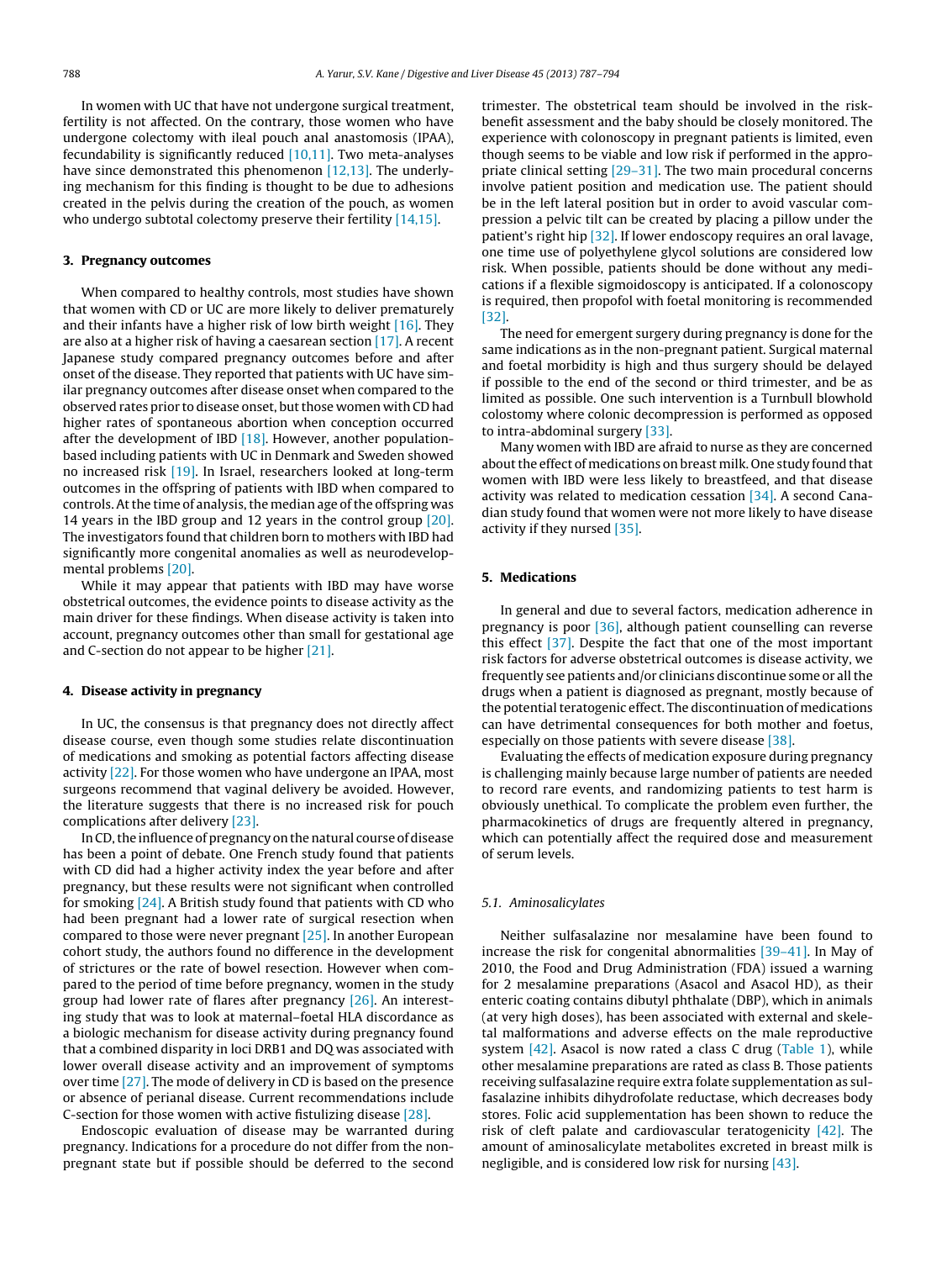In women with UC that have not undergone surgical treatment, fertility is not affected. On the contrary, those women who have undergone colectomy with ileal pouch anal anastomosis (IPAA), fecundability is significantly reduced [10,11]. Two meta-analyses have since demonstrated this phenomenon [12,13]. The underlying mechanism for this finding is thought to be due to adhesions created in the pelvis during the creation of the pouch, as women who undergo subtotal colectomy preserve their fertility [14,15].

## 3. Pregnancy outcomes

When compared to healthy controls, most studies have shown that women with CD or UC are more likely to deliver prematurely and their infants have a higher risk of low birth weight [16]. They are also at a higher risk of having a caesarean section [17]. A recent Japanese study compared pregnancy outcomes before and after onset of the disease. They reported that patients with UC have similar pregnancy outcomes after disease onset when compared to the observed rates prior to disease onset, but those women with CD had higher rates of spontaneous abortion when conception occurred after the development of IBD [18]. However, another population-based including patients with UC in Denmark and Sweden showed no increased risk [19]. In Israel, researchers looked at long-term outcomes in the offspring of patients with IBD when compared to controls. At the time of analysis, the median age of the offspring was 14 years in the IBD group and 12 years in the control group [20]. The investigators found that children born to mothers with IBD had significantly more congenital anomalies as well as neurodevelopmental problems [20].

While it may appear that patients with IBD may have worse obstetrical outcomes, the evidence points to disease activity as the main driver for these findings. When disease activity is taken into account, pregnancy outcomes other than small for gestational age and C-section do not appear to be higher [21].

## 4. Disease activity in pregnancy

In UC, the consensus is that pregnancy does not directly affect disease course, even though some studies relate discontinuation of medications and smoking as potential factors affecting disease activity [22]. For those women who have undergone an IPAA, most surgeons recommend that vaginal delivery be avoided. However, the literature suggests that there is no increased risk for pouch complications after delivery [23].

In CD, the influence of pregnancy on the natural course of disease has been a point of debate. One French study found that patients with CD did had a higher activity index the year before and after pregnancy, but these results were not significant when controlled for smoking [24]. A British study found that patients with CD who had been pregnant had a lower rate of surgical resection when compared to those were never pregnant [25]. In another European cohort study, the authors found no difference in the development of strictures or the rate of bowel resection. However when compared to the period of time before pregnancy, women in the study group had lower rate of flares after pregnancy [26]. An interesting study that was to look at maternal–foetal HLA discordance as a biologic mechanism for disease activity during pregnancy found that a combined disparity in loci DRB1 and DQ was associated with lower overall disease activity and an improvement of symptoms over time [27]. The mode of delivery in CD is based on the presence or absence of perianal disease. Current recommendations include C-section for those women with active fistulizing disease [28].

Endoscopic evaluation of disease may be warranted during pregnancy. Indications for a procedure do not differ from the non-pregnant state but if possible should be deferred to the second trimester. The obstetrical team should be involved in the risk-benefit assessment and the baby should be closely monitored. The experience with colonoscopy in pregnant patients is limited, even though seems to be viable and low risk if performed in the appropriate clinical setting [29–31]. The two main procedural concerns involve patient position and medication use. The patient should be in the left lateral position but in order to avoid vascular compression a pelvic tilt can be created by placing a pillow under the patient's right hip [32]. If lower endoscopy requires an oral lavage, one time use of polyethylene glycol solutions are considered low risk. When possible, patients should be done without any medications if a flexible sigmoidoscopy is anticipated. If a colonoscopy is required, then propofol with foetal monitoring is recommended [32].

The need for emergent surgery during pregnancy is done for the same indications as in the non-pregnant patient. Surgical maternal and foetal morbidity is high and thus surgery should be delayed if possible to the end of the second or third trimester, and be as limited as possible. One such intervention is a Turnbull blowhold colostomy where colonic decompression is performed as opposed to intra-abdominal surgery [33].

Many women with IBD are afraid to nurse as they are concerned about the effect of medications on breast milk. One study found that women with IBD were less likely to breastfeed, and that disease activity was related to medication cessation [34]. A second Canadian study found that women were not more likely to have disease activity if they nursed [35].

## 5. Medications

In general and due to several factors, medication adherence in pregnancy is poor [36], although patient counselling can reverse this effect [37]. Despite the fact that one of the most important risk factors for adverse obstetrical outcomes is disease activity, we frequently see patients and/or clinicians discontinue some or all the drugs when a patient is diagnosed as pregnant, mostly because of the potential teratogenic effect. The discontinuation of medications can have detrimental consequences for both mother and foetus, especially on those patients with severe disease [38].

Evaluating the effects of medication exposure during pregnancy is challenging mainly because large number of patients are needed to record rare events, and randomizing patients to test harm is obviously unethical. To complicate the problem even further, the pharmacokinetics of drugs are frequently altered in pregnancy, which can potentially affect the required dose and measurement of serum levels.

### *5.1. Aminosalicylates*

Neither sulfasalazine nor mesalamine have been found to increase the risk for congenital abnormalities [39–41]. In May of 2010, the Food and Drug Administration (FDA) issued a warning for 2 mesalamine preparations (Asacol and Asacol HD), as their enteric coating contains dibutyl phthalate (DBP), which in animals (at very high doses), has been associated with external and skeletal malformations and adverse effects on the male reproductive system [42]. Asacol is now rated a class C drug (Table 1), while other mesalamine preparations are rated as class B. Those patients receiving sulfasalazine require extra folate supplementation as sulfasalazine inhibits dihydrofolate reductase, which decreases body stores. Folic acid supplementation has been shown to reduce the risk of cleft palate and cardiovascular teratogenicity [42]. The amount of aminosalicylate metabolites excreted in breast milk is negligible, and is considered low risk for nursing [43].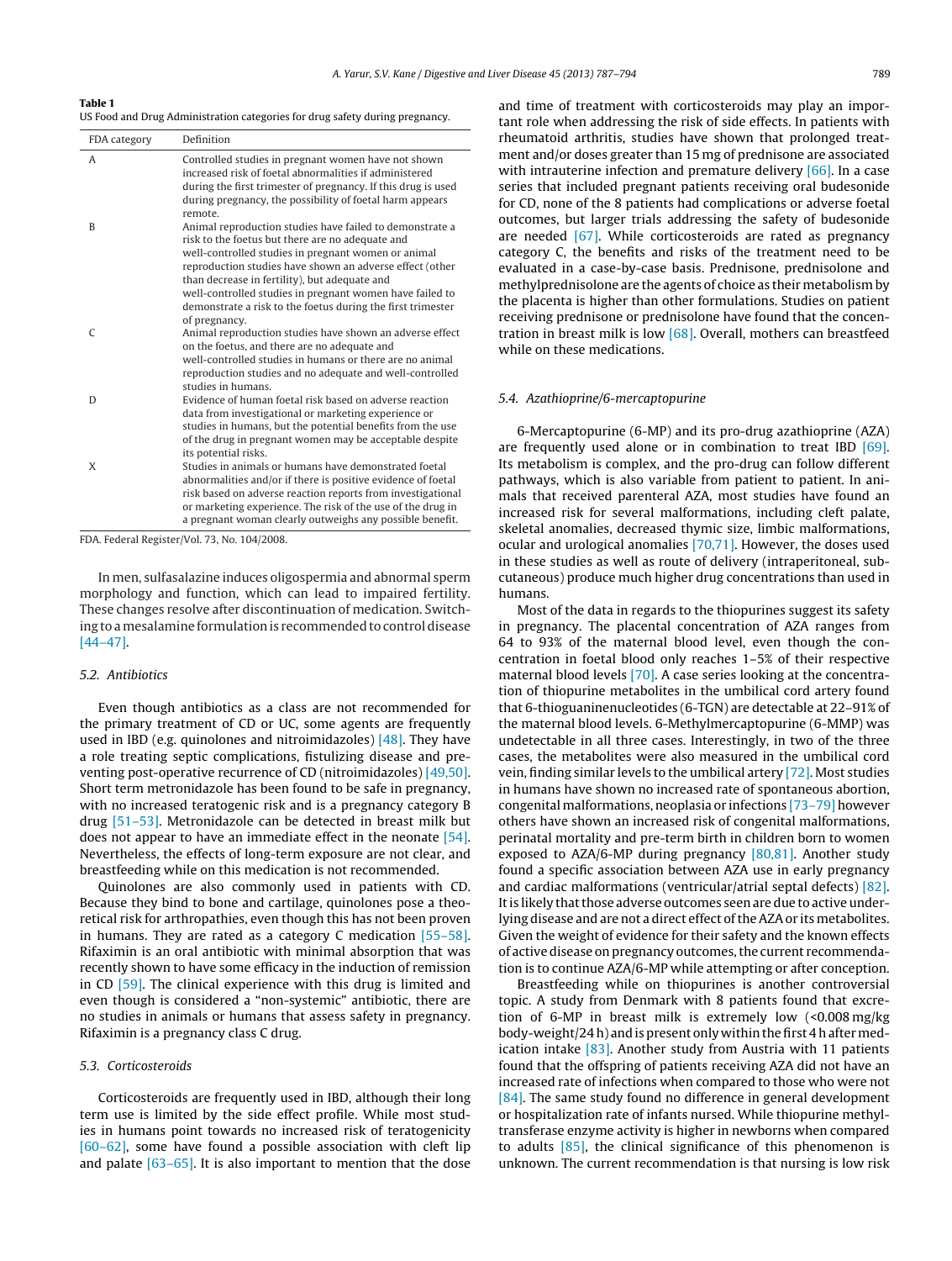**Table 1**
US Food and Drug Administration categories for drug safety during pregnancy.

| FDA category | Definition |
|---|---|
| A | Controlled studies in pregnant women have not shown increased risk of foetal abnormalities if administered during the first trimester of pregnancy. If this drug is used during pregnancy, the possibility of foetal harm appears remote. |
| B | Animal reproduction studies have failed to demonstrate a risk to the foetus but there are no adequate and well-controlled studies in pregnant women or animal reproduction studies have shown an adverse effect (other than decrease in fertility), but adequate and well-controlled studies in pregnant women have failed to demonstrate a risk to the foetus during the first trimester of pregnancy. |
| C | Animal reproduction studies have shown an adverse effect on the foetus, and there are no adequate and well-controlled studies in humans or there are no animal reproduction studies and no adequate and well-controlled studies in humans. |
| D | Evidence of human foetal risk based on adverse reaction data from investigational or marketing experience or studies in humans, but the potential benefits from the use of the drug in pregnant women may be acceptable despite its potential risks. |
| X | Studies in animals or humans have demonstrated foetal abnormalities and/or if there is positive evidence of foetal risk based on adverse reaction reports from investigational or marketing experience. The risk of the use of the drug in a pregnant woman clearly outweighs any possible benefit. |

FDA. Federal Register/Vol. 73, No. 104/2008.

In men, sulfasalazine induces oligospermia and abnormal sperm morphology and function, which can lead to impaired fertility. These changes resolve after discontinuation of medication. Switching to a mesalamine formulation is recommended to control disease [44–47].

### 5.2. Antibiotics

Even though antibiotics as a class are not recommended for the primary treatment of CD or UC, some agents are frequently used in IBD (e.g. quinolones and nitroimidazoles) [48]. They have a role treating septic complications, fistulizing disease and preventing post-operative recurrence of CD (nitroimidazoles) [49,50]. Short term metronidazole has been found to be safe in pregnancy, with no increased teratogenic risk and is a pregnancy category B drug [51–53]. Metronidazole can be detected in breast milk but does not appear to have an immediate effect in the neonate [54]. Nevertheless, the effects of long-term exposure are not clear, and breastfeeding while on this medication is not recommended.

Quinolones are also commonly used in patients with CD. Because they bind to bone and cartilage, quinolones pose a theoretical risk for arthropathies, even though this has not been proven in humans. They are rated as a category C medication [55–58]. Rifaximin is an oral antibiotic with minimal absorption that was recently shown to have some efficacy in the induction of remission in CD [59]. The clinical experience with this drug is limited and even though is considered a "non-systemic" antibiotic, there are no studies in animals or humans that assess safety in pregnancy. Rifaximin is a pregnancy class C drug.

### 5.3. Corticosteroids

Corticosteroids are frequently used in IBD, although their long term use is limited by the side effect profile. While most studies in humans point towards no increased risk of teratogenicity [60–62], some have found a possible association with cleft lip and palate [63–65]. It is also important to mention that the dose and time of treatment with corticosteroids may play an important role when addressing the risk of side effects. In patients with rheumatoid arthritis, studies have shown that prolonged treatment and/or doses greater than 15 mg of prednisone are associated with intrauterine infection and premature delivery [66]. In a case series that included pregnant patients receiving oral budesonide for CD, none of the 8 patients had complications or adverse foetal outcomes, but larger trials addressing the safety of budesonide are needed [67]. While corticosteroids are rated as pregnancy category C, the benefits and risks of the treatment need to be evaluated in a case-by-case basis. Prednisone, prednisolone and methylprednisolone are the agents of choice as their metabolism by the placenta is higher than other formulations. Studies on patient receiving prednisone or prednisolone have found that the concentration in breast milk is low [68]. Overall, mothers can breastfeed while on these medications.

### 5.4. Azathioprine/6-mercaptopurine

6-Mercaptopurine (6-MP) and its pro-drug azathioprine (AZA) are frequently used alone or in combination to treat IBD [69]. Its metabolism is complex, and the pro-drug can follow different pathways, which is also variable from patient to patient. In animals that received parenteral AZA, most studies have found an increased risk for several malformations, including cleft palate, skeletal anomalies, decreased thymic size, limbic malformations, ocular and urological anomalies [70,71]. However, the doses used in these studies as well as route of delivery (intraperitoneal, subcutaneous) produce much higher drug concentrations than used in humans.

Most of the data in regards to the thiopurines suggest its safety in pregnancy. The placental concentration of AZA ranges from 64 to 93% of the maternal blood level, even though the concentration in foetal blood only reaches 1–5% of their respective maternal blood levels [70]. A case series looking at the concentration of thiopurine metabolites in the umbilical cord artery found that 6-thioguaninenucleotides (6-TGN) are detectable at 22–91% of the maternal blood levels. 6-Methylmercaptopurine (6-MMP) was undetectable in all three cases. Interestingly, in two of the three cases, the metabolites were also measured in the umbilical cord vein, finding similar levels to the umbilical artery [72]. Most studies in humans have shown no increased rate of spontaneous abortion, congenital malformations, neoplasia or infections [73–79] however others have shown an increased risk of congenital malformations, perinatal mortality and pre-term birth in children born to women exposed to AZA/6-MP during pregnancy [80,81]. Another study found a specific association between AZA use in early pregnancy and cardiac malformations (ventricular/atrial septal defects) [82]. It is likely that those adverse outcomes seen are due to active underlying disease and are not a direct effect of the AZA or its metabolites. Given the weight of evidence for their safety and the known effects of active disease on pregnancy outcomes, the current recommendation is to continue AZA/6-MP while attempting or after conception.

Breastfeeding while on thiopurines is another controversial topic. A study from Denmark with 8 patients found that excretion of 6-MP in breast milk is extremely low (<0.008 mg/kg body-weight/24 h) and is present only within the first 4 h after medication intake [83]. Another study from Austria with 11 patients found that the offspring of patients receiving AZA did not have an increased rate of infections when compared to those who were not [84]. The same study found no difference in general development or hospitalization rate of infants nursed. While thiopurine methyltransferase enzyme activity is higher in newborns when compared to adults [85], the clinical significance of this phenomenon is unknown. The current recommendation is that nursing is low risk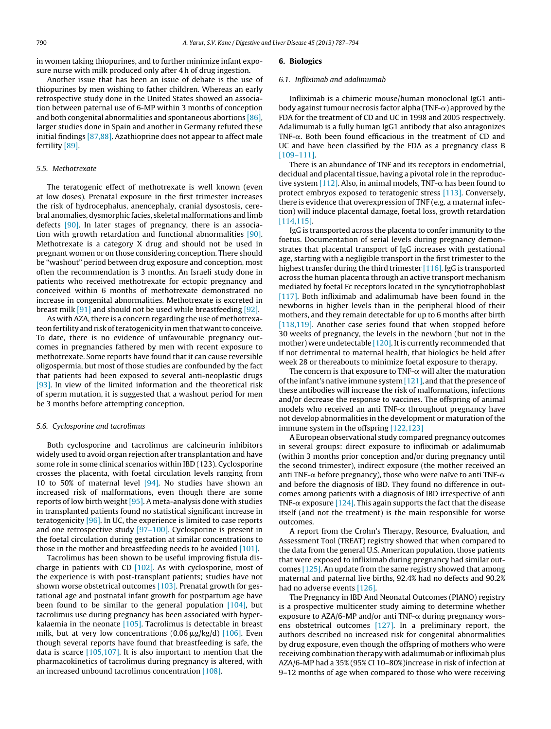in women taking thiopurines, and to further minimize infant exposure nurse with milk produced only after 4 h of drug ingestion.

Another issue that has been an issue of debate is the use of thiopurines by men wishing to father children. Whereas an early retrospective study done in the United States showed an association between paternal use of 6-MP within 3 months of conception and both congenital abnormalities and spontaneous abortions [86], larger studies done in Spain and another in Germany refuted these initial findings [87,88]. Azathioprine does not appear to affect male fertility [89].

### 5.5. Methotrexate

The teratogenic effect of methotrexate is well known (even at low doses). Prenatal exposure in the first trimester increases the risk of hydrocephalus, anencephaly, cranial dysostosis, cerebral anomalies, dysmorphic facies, skeletal malformations and limb defects [90]. In later stages of pregnancy, there is an association with growth retardation and functional abnormalities [90]. Methotrexate is a category X drug and should not be used in pregnant women or on those considering conception. There should be "washout" period between drug exposure and conception, most often the recommendation is 3 months. An Israeli study done in patients who received methotrexate for ectopic pregnancy and conceived within 6 months of methotrexate demonstrated no increase in congenital abnormalities. Methotrexate is excreted in breast milk [91] and should not be used while breastfeeding [92].

As with AZA, there is a concern regarding the use of methotrexate on fertility and risk of teratogenicity in men that want to conceive. To date, there is no evidence of unfavourable pregnancy outcomes in pregnancies fathered by men with recent exposure to methotrexate. Some reports have found that it can cause reversible oligospermia, but most of those studies are confounded by the fact that patients had been exposed to several anti-neoplastic drugs [93]. In view of the limited information and the theoretical risk of sperm mutation, it is suggested that a washout period for men be 3 months before attempting conception.

### 5.6. Cyclosporine and tacrolimus

Both cyclosporine and tacrolimus are calcineurin inhibitors widely used to avoid organ rejection after transplantation and have some role in some clinical scenarios within IBD (123). Cyclosporine crosses the placenta, with foetal circulation levels ranging from 10 to 50% of maternal level [94]. No studies have shown an increased risk of malformations, even though there are some reports of low birth weight [95]. A meta-analysis done with studies in transplanted patients found no statistical significant increase in teratogenicity [96]. In UC, the experience is limited to case reports and one retrospective study [97–100]. Cyclosporine is present in the foetal circulation during gestation at similar concentrations to those in the mother and breastfeeding needs to be avoided [101].

Tacrolimus has been shown to be useful improving fistula discharge in patients with CD [102]. As with cyclosporine, most of the experience is with post-transplant patients; studies have not shown worse obstetrical outcomes [103]. Prenatal growth for gestational age and postnatal infant growth for postpartum age have been found to be similar to the general population [104], but tacrolimus use during pregnancy has been associated with hyperkalaemia in the neonate [105]. Tacrolimus is detectable in breast milk, but at very low concentrations (0.06 μg/kg/d) [106]. Even though several reports have found that breastfeeding is safe, the data is scarce [105,107]. It is also important to mention that the pharmacokinetics of tacrolimus during pregnancy is altered, with an increased unbound tacrolimus concentration [108].

## 6. Biologics

### 6.1. Infliximab and adalimumab

Infliximab is a chimeric mouse/human monoclonal IgG1 antibody against tumour necrosis factor alpha (TNF-α) approved by the FDA for the treatment of CD and UC in 1998 and 2005 respectively. Adalimumab is a fully human IgG1 antibody that also antagonizes TNF-α. Both been found efficacious in the treatment of CD and UC and have been classified by the FDA as a pregnancy class B [109–111].

There is an abundance of TNF and its receptors in endometrial, decidual and placental tissue, having a pivotal role in the reproductive system [112]. Also, in animal models, TNF-α has been found to protect embryos exposed to teratogenic stress [113]. Conversely, there is evidence that overexpression of TNF (e.g. a maternal infection) will induce placental damage, foetal loss, growth retardation [114,115].

IgG is transported across the placenta to confer immunity to the foetus. Documentation of serial levels during pregnancy demonstrates that placental transport of IgG increases with gestational age, starting with a negligible transport in the first trimester to the highest transfer during the third trimester [116]. IgG is transported across the human placenta through an active transport mechanism mediated by foetal Fc receptors located in the syncytiotrophoblast [117]. Both infliximab and adalimumab have been found in the newborns in higher levels than in the peripheral blood of their mothers, and they remain detectable for up to 6 months after birth [118,119]. Another case series found that when stopped before 30 weeks of pregnancy, the levels in the newborn (but not in the mother) were undetectable [120]. It is currently recommended that if not detrimental to maternal health, that biologics be held after week 28 or thereabouts to minimize foetal exposure to therapy.

The concern is that exposure to TNF-α will alter the maturation of the infant's native immune system [121], and that the presence of these antibodies will increase the risk of malformations, infections and/or decrease the response to vaccines. The offspring of animal models who received an anti TNF-α throughout pregnancy have not develop abnormalities in the development or maturation of the immune system in the offspring [122,123]

A European observational study compared pregnancy outcomes in several groups: direct exposure to infliximab or adalimumab (within 3 months prior conception and/or during pregnancy until the second trimester), indirect exposure (the mother received an anti TNF-α before pregnancy), those who were naïve to anti TNF-α and before the diagnosis of IBD. They found no difference in outcomes among patients with a diagnosis of IBD irrespective of anti TNF-α exposure [124]. This again supports the fact that the disease itself (and not the treatment) is the main responsible for worse outcomes.

A report from the Crohn's Therapy, Resource, Evaluation, and Assessment Tool (TREAT) registry showed that when compared to the data from the general U.S. American population, those patients that were exposed to infliximab during pregnancy had similar outcomes [125]. An update from the same registry showed that among maternal and paternal live births, 92.4% had no defects and 90.2% had no adverse events [126].

The Pregnancy in IBD And Neonatal Outcomes (PIANO) registry is a prospective multicenter study aiming to determine whether exposure to AZA/6-MP and/or anti TNF-α during pregnancy worsens obstetrical outcomes [127]. In a preliminary report, the authors described no increased risk for congenital abnormalities by drug exposure, even though the offspring of mothers who were receiving combination therapy with adalimumab or infliximab plus AZA/6-MP had a 35% (95% CI 10–80%)increase in risk of infection at 9–12 months of age when compared to those who were receiving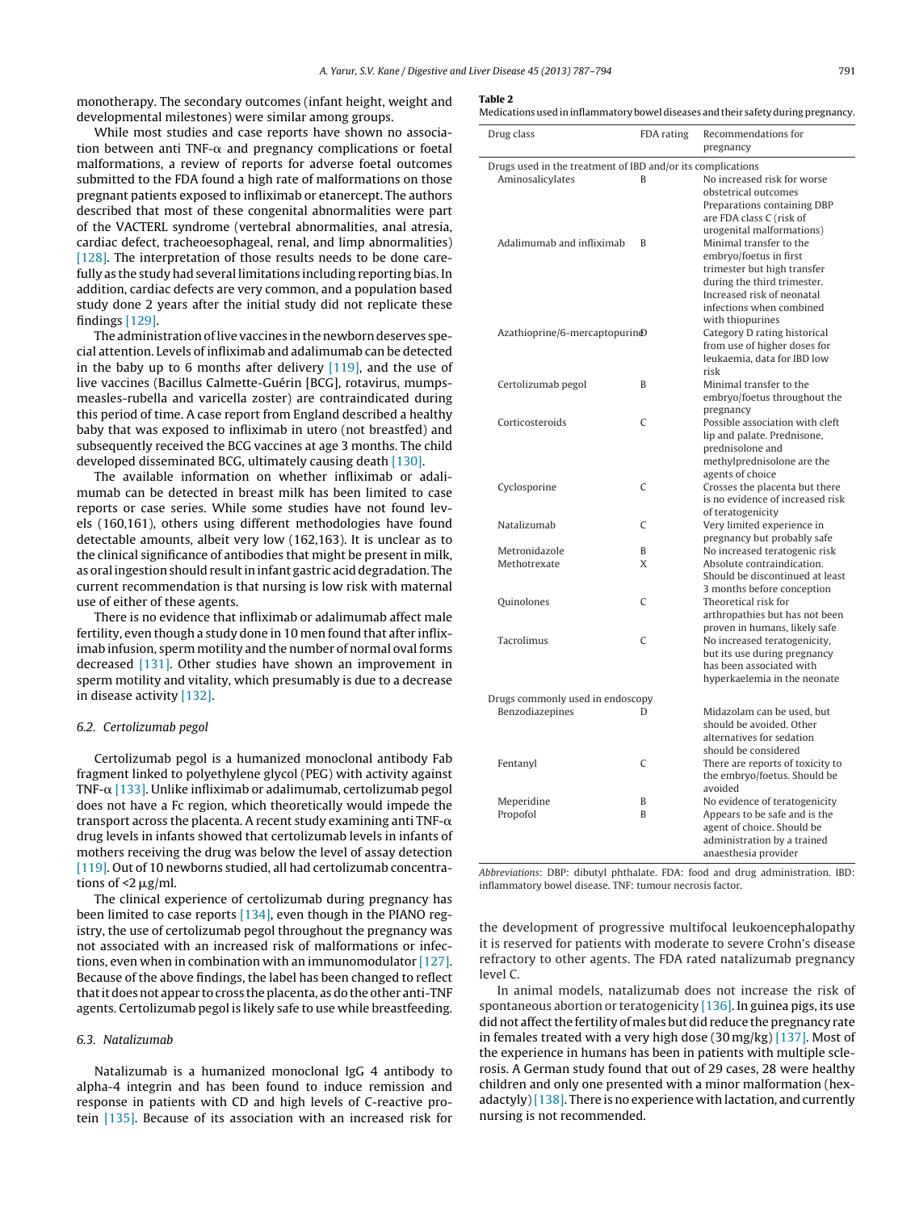monotherapy. The secondary outcomes (infant height, weight and developmental milestones) were similar among groups.

While most studies and case reports have shown no association between anti TNF-α and pregnancy complications or foetal malformations, a review of reports for adverse foetal outcomes submitted to the FDA found a high rate of malformations on those pregnant patients exposed to infliximab or etanercept. The authors described that most of these congenital abnormalities were part of the VACTERL syndrome (vertebral abnormalities, anal atresia, cardiac defect, tracheoesophageal, renal, and limp abnormalities) [128]. The interpretation of those results needs to be done carefully as the study had several limitations including reporting bias. In addition, cardiac defects are very common, and a population based study done 2 years after the initial study did not replicate these findings [129].

The administration of live vaccines in the newborn deserves special attention. Levels of infliximab and adalimumab can be detected in the baby up to 6 months after delivery [119], and the use of live vaccines (Bacillus Calmette-Guérin [BCG], rotavirus, mumps-measles-rubella and varicella zoster) are contraindicated during this period of time. A case report from England described a healthy baby that was exposed to infliximab in utero (not breastfed) and subsequently received the BCG vaccines at age 3 months. The child developed disseminated BCG, ultimately causing death [130].

The available information on whether infliximab or adalimumab can be detected in breast milk has been limited to case reports or case series. While some studies have not found levels (160,161), others using different methodologies have found detectable amounts, albeit very low (162,163). It is unclear as to the clinical significance of antibodies that might be present in milk, as oral ingestion should result in infant gastric acid degradation. The current recommendation is that nursing is low risk with maternal use of either of these agents.

There is no evidence that infliximab or adalimumab affect male fertility, even though a study done in 10 men found that after infliximab infusion, sperm motility and the number of normal oval forms decreased [131]. Other studies have shown an improvement in sperm motility and vitality, which presumably is due to a decrease in disease activity [132].

### 6.2. Certolizumab pegol

Certolizumab pegol is a humanized monoclonal antibody Fab fragment linked to polyethylene glycol (PEG) with activity against TNF-α [133]. Unlike infliximab or adalimumab, certolizumab pegol does not have a Fc region, which theoretically would impede the transport across the placenta. A recent study examining anti TNF-α drug levels in infants showed that certolizumab levels in infants of mothers receiving the drug was below the level of assay detection [119]. Out of 10 newborns studied, all had certolizumab concentrations of 2 μg/ml.

The clinical experience of certolizumab during pregnancy has been limited to case reports [134], even though in the PIANO registry, the use of certolizumab pegol throughout the pregnancy was not associated with an increased risk of malformations or infections, even when in combination with an immunomodulator [127]. Because of the above findings, the label has been changed to reflect that it does not appear to cross the placenta, as do the other anti-TNF agents. Certolizumab pegol is likely safe to use while breastfeeding.

### 6.3. Natalizumab

Natalizumab is a humanized monoclonal IgG 4 antibody to alpha-4 integrin and has been found to induce remission and response in patients with CD and high levels of C-reactive protein [135]. Because of its association with an increased risk for the development of progressive multifocal leukoencephalopathy it is reserved for patients with moderate to severe Crohn's disease refractory to other agents. The FDA rated natalizumab pregnancy level C.

In animal models, natalizumab does not increase the risk of spontaneous abortion or teratogenicity [136]. In guinea pigs, its use did not affect the fertility of males but did reduce the pregnancy rate in females treated with a very high dose (30 mg/kg) [137]. Most of the experience in humans has been in patients with multiple sclerosis. A German study found that out of 29 cases, 28 were healthy children and only one presented with a minor malformation (hexadactyly) [138]. There is no experience with lactation, and currently nursing is not recommended.

**Table 2**
Medications used in inflammatory bowel diseases and their safety during pregnancy.

| Drug class | FDA rating | Recommendations for pregnancy |
|---|---|---|
| *Drugs used in the treatment of IBD and/or its complications* | | |
| Aminosalicylates | B | No increased risk for worse obstetrical outcomes Preparations containing DBP are FDA class C (risk of urogenital malformations) |
| Adalimumab and infliximab | B | Minimal transfer to the embryo/foetus in first trimester but high transfer during the third trimester. Increased risk of neonatal infections when combined with thiopurines |
| Azathioprine/6-mercaptopurine | D | Category D rating historical from use of higher doses for leukaemia, data for IBD low risk |
| Certolizumab pegol | B | Minimal transfer to the embryo/foetus throughout the pregnancy |
| Corticosteroids | C | Possible association with cleft lip and palate. Prednisone, prednisolone and methylprednisolone are the agents of choice |
| Cyclosporine | C | Crosses the placenta but there is no evidence of increased risk of teratogenicity |
| Natalizumab | C | Very limited experience in pregnancy but probably safe |
| Metronidazole | B | No increased teratogenic risk |
| Methotrexate | X | Absolute contraindication. Should be discontinued at least 3 months before conception |
| Quinolones | C | Theoretical risk for arthropathies but has not been proven in humans, likely safe |
| Tacrolimus | C | No increased teratogenicity, but its use during pregnancy has been associated with hyperkaelemia in the neonate |
| *Drugs commonly used in endoscopy* | | |
| Benzodiazepines | D | Midazolam can be used, but should be avoided. Other alternatives for sedation should be considered |
| Fentanyl | C | There are reports of toxicity to the embryo/foetus. Should be avoided |
| Meperidine | B | No evidence of teratogenicity |
| Propofol | B | Appears to be safe and is the agent of choice. Should be administration by a trained anaesthesia provider |

*Abbreviations*: DBP: dibutyl phthalate. FDA: food and drug administration. IBD: inflammatory bowel disease. TNF: tumour necrosis factor.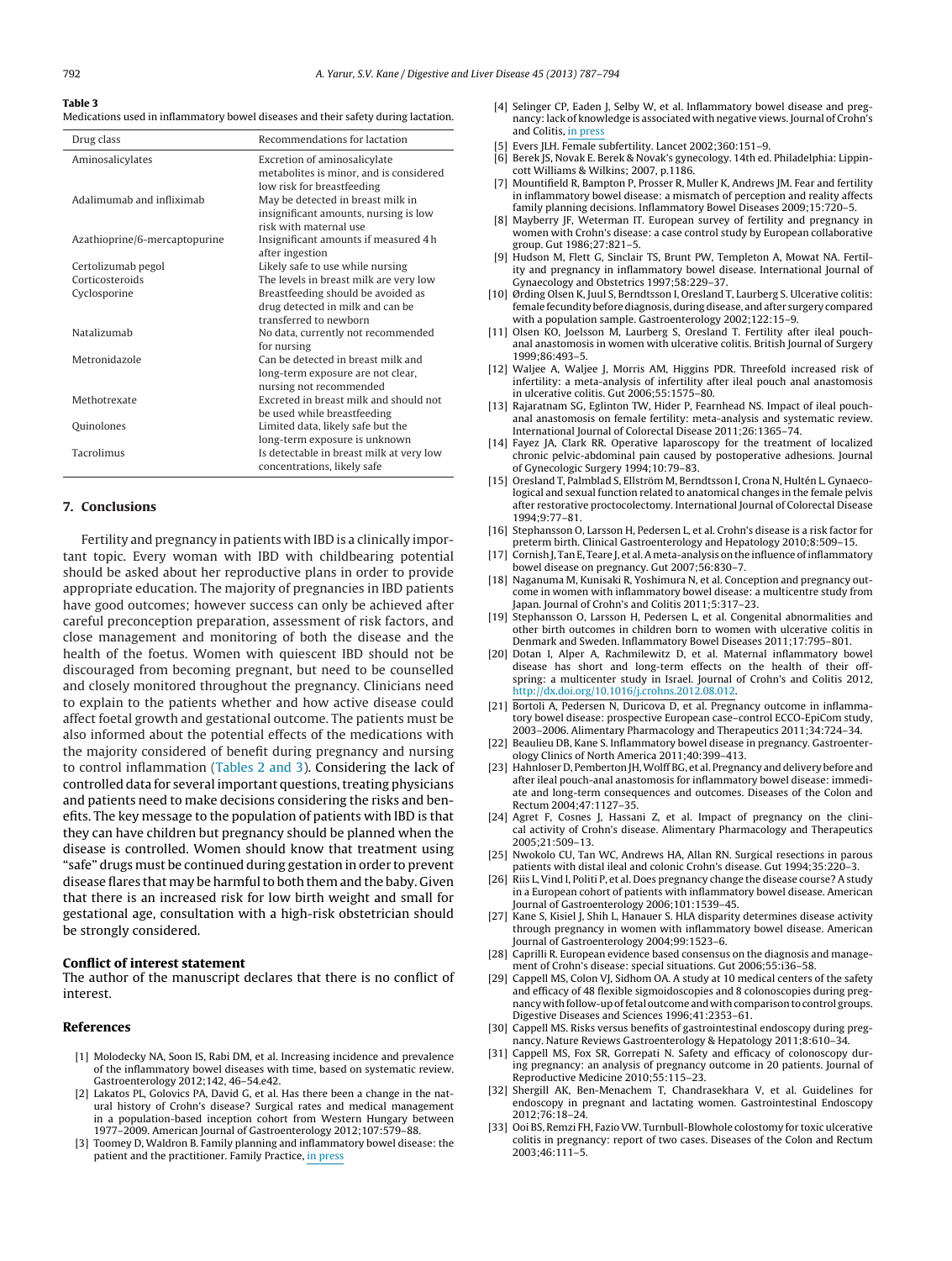**Table 3**
Medications used in inflammatory bowel diseases and their safety during lactation.

| Drug class | Recommendations for lactation |
|---|---|
| Aminosalicylates | Excretion of aminosalicylate metabolites is minor, and is considered low risk for breastfeeding |
| Adalimumab and infliximab | May be detected in breast milk in insignificant amounts, nursing is low risk with maternal use |
| Azathioprine/6-mercaptopurine | Insignificant amounts if measured 4 h after ingestion |
| Certolizumab pegol | Likely safe to use while nursing |
| Corticosteroids | The levels in breast milk are very low |
| Cyclosporine | Breastfeeding should be avoided as drug detected in milk and can be transferred to newborn |
| Natalizumab | No data, currently not recommended for nursing |
| Metronidazole | Can be detected in breast milk and long-term exposure are not clear, nursing not recommended |
| Methotrexate | Excreted in breast milk and should not be used while breastfeeding |
| Quinolones | Limited data, likely safe but the long-term exposure is unknown |
| Tacrolimus | Is detectable in breast milk at very low concentrations, likely safe |

## 7. Conclusions

Fertility and pregnancy in patients with IBD is a clinically important topic. Every woman with IBD with childbearing potential should be asked about her reproductive plans in order to provide appropriate education. The majority of pregnancies in IBD patients have good outcomes; however success can only be achieved after careful preconception preparation, assessment of risk factors, and close management and monitoring of both the disease and the health of the foetus. Women with quiescent IBD should not be discouraged from becoming pregnant, but need to be counselled and closely monitored throughout the pregnancy. Clinicians need to explain to the patients whether and how active disease could affect foetal growth and gestational outcome. The patients must be also informed about the potential effects of the medications with the majority considered of benefit during pregnancy and nursing to control inflammation (Tables 2 and 3). Considering the lack of controlled data for several important questions, treating physicians and patients need to make decisions considering the risks and benefits. The key message to the population of patients with IBD is that they can have children but pregnancy should be planned when the disease is controlled. Women should know that treatment using "safe" drugs must be continued during gestation in order to prevent disease flares that may be harmful to both them and the baby. Given that there is an increased risk for low birth weight and small for gestational age, consultation with a high-risk obstetrician should be strongly considered.

### Conflict of interest statement

The author of the manuscript declares that there is no conflict of interest.

### References

[1] Molodecky NA, Soon IS, Rabi DM, et al. Increasing incidence and prevalence of the inflammatory bowel diseases with time, based on systematic review. Gastroenterology 2012;142, 46–54.e42.

[2] Lakatos PL, Golovics PA, David G, et al. Has there been a change in the natural history of Crohn's disease? Surgical rates and medical management in a population-based inception cohort from Western Hungary between 1977–2009. American Journal of Gastroenterology 2012;107:579–88.

[3] Toomey D, Waldron B. Family planning and inflammatory bowel disease: the patient and the practitioner. Family Practice, in press

[4] Selinger CP, Eaden J, Selby W, et al. Inflammatory bowel disease and pregnancy: lack of knowledge is associated with negative views. Journal of Crohn's and Colitis, in press

[5] Evers JLH. Female subfertility. Lancet 2002;360:151–9.

[6] Berek JS, Novak E. Berek & Novak's gynecology. 14th ed. Philadelphia: Lippincott Williams & Wilkins; 2007, p.1186.

[7] Mountifield R, Bampton P, Prosser R, Muller K, Andrews JM. Fear and fertility in inflammatory bowel disease: a mismatch of perception and reality affects family planning decisions. Inflammatory Bowel Diseases 2009;15:720–5.

[8] Mayberry JF, Weterman IT. European survey of fertility and pregnancy in women with Crohn's disease: a case control study by European collaborative group. Gut 1986;27:821–5.

[9] Hudson M, Flett G, Sinclair TS, Brunt PW, Templeton A, Mowat NA. Fertility and pregnancy in inflammatory bowel disease. International Journal of Gynaecology and Obstetrics 1997;58:229–37.

[10] Ørding Olsen K, Juul S, Berndtsson I, Oresland T, Laurberg S. Ulcerative colitis: female fecundity before diagnosis, during disease, and after surgery compared with a population sample. Gastroenterology 2002;122:15–9.

[11] Olsen KO, Joelsson M, Laurberg S, Oresland T. Fertility after ileal pouch-anal anastomosis in women with ulcerative colitis. British Journal of Surgery 1999;86:493–5.

[12] Waljee A, Waljee J, Morris AM, Higgins PDR. Threefold increased risk of infertility: a meta-analysis of infertility after ileal pouch anal anastomosis in ulcerative colitis. Gut 2006;55:1575–80.

[13] Rajaratnam SG, Eglinton TW, Hider P, Fearnhead NS. Impact of ileal pouch-anal anastomosis on female fertility: meta-analysis and systematic review. International Journal of Colorectal Disease 2011;26:1365–74.

[14] Fayez JA, Clark RR. Operative laparoscopy for the treatment of localized chronic pelvic-abdominal pain caused by postoperative adhesions. Journal of Gynecologic Surgery 1994;10:79–83.

[15] Oresland T, Palmblad S, Ellström M, Berndtsson I, Crona N, Hultén L. Gynaecological and sexual function related to anatomical changes in the female pelvis after restorative proctocolectomy. International Journal of Colorectal Disease 1994;9:77–81.

[16] Stephansson O, Larsson H, Pedersen L, et al. Crohn's disease is a risk factor for preterm birth. Clinical Gastroenterology and Hepatology 2010;8:509–15.

[17] Cornish J, Tan E, Teare J, et al. A meta-analysis on the influence of inflammatory bowel disease on pregnancy. Gut 2007;56:830–7.

[18] Naganuma M, Kunisaki R, Yoshimura N, et al. Conception and pregnancy outcome in women with inflammatory bowel disease: a multicentre study from Japan. Journal of Crohn's and Colitis 2011;5:317–23.

[19] Stephansson O, Larsson H, Pedersen L, et al. Congenital abnormalities and other birth outcomes in children born to women with ulcerative colitis in Denmark and Sweden. Inflammatory Bowel Diseases 2011;17:795–801.

[20] Dotan I, Alper A, Rachmilewitz D, et al. Maternal inflammatory bowel disease has short and long-term effects on the health of their offspring: a multicenter study in Israel. Journal of Crohn's and Colitis 2012, http://dx.doi.org/10.1016/j.crohns.2012.08.012.

[21] Bortoli A, Pedersen N, Duricova D, et al. Pregnancy outcome in inflammatory bowel disease: prospective European case–control ECCO-EpiCom study, 2003–2006. Alimentary Pharmacology and Therapeutics 2011;34:724–34.

[22] Beaulieu DB, Kane S. Inflammatory bowel disease in pregnancy. Gastroenterology Clinics of North America 2011;40:399–413.

[23] Hahnloser D, Pemberton JH, Wolff BG, et al. Pregnancy and delivery before and after ileal pouch-anal anastomosis for inflammatory bowel disease: immediate and long-term consequences and outcomes. Diseases of the Colon and Rectum 2004;47:1127–35.

[24] Agret F, Cosnes J, Hassani Z, et al. Impact of pregnancy on the clinical activity of Crohn's disease. Alimentary Pharmacology and Therapeutics 2005;21:509–13.

[25] Nwokolo CU, Tan WC, Andrews HA, Allan RN. Surgical resections in parous patients with distal ileal and colonic Crohn's disease. Gut 1994;35:220–3.

[26] Riis L, Vind I, Politi P, et al. Does pregnancy change the disease course? A study in a European cohort of patients with inflammatory bowel disease. American Journal of Gastroenterology 2006;101:1539–45.

[27] Kane S, Kisiel J, Shih L, Hanauer S. HLA disparity determines disease activity through pregnancy in women with inflammatory bowel disease. American Journal of Gastroenterology 2004;99:1523–6.

[28] Caprilli R. European evidence based consensus on the diagnosis and management of Crohn's disease: special situations. Gut 2006;55:i36–58.

[29] Cappell MS, Colon VJ, Sidhom OA. A study at 10 medical centers of the safety and efficacy of 48 flexible sigmoidoscopies and 8 colonoscopies during pregnancy with follow-up of fetal outcome and with comparison to control groups. Digestive Diseases and Sciences 1996;41:2353–61.

[30] Cappell MS. Risks versus benefits of gastrointestinal endoscopy during pregnancy. Nature Reviews Gastroenterology & Hepatology 2011;8:610–34.

[31] Cappell MS, Fox SR, Gorrepati N. Safety and efficacy of colonoscopy during pregnancy: an analysis of pregnancy outcome in 20 patients. Journal of Reproductive Medicine 2010;55:115–23.

[32] Shergill AK, Ben-Menachem T, Chandrasekhara V, et al. Guidelines for endoscopy in pregnant and lactating women. Gastrointestinal Endoscopy 2012;76:18–24.

[33] Ooi BS, Remzi FH, Fazio VW. Turnbull-Blowhole colostomy for toxic ulcerative colitis in pregnancy: report of two cases. Diseases of the Colon and Rectum 2003;46:111–5.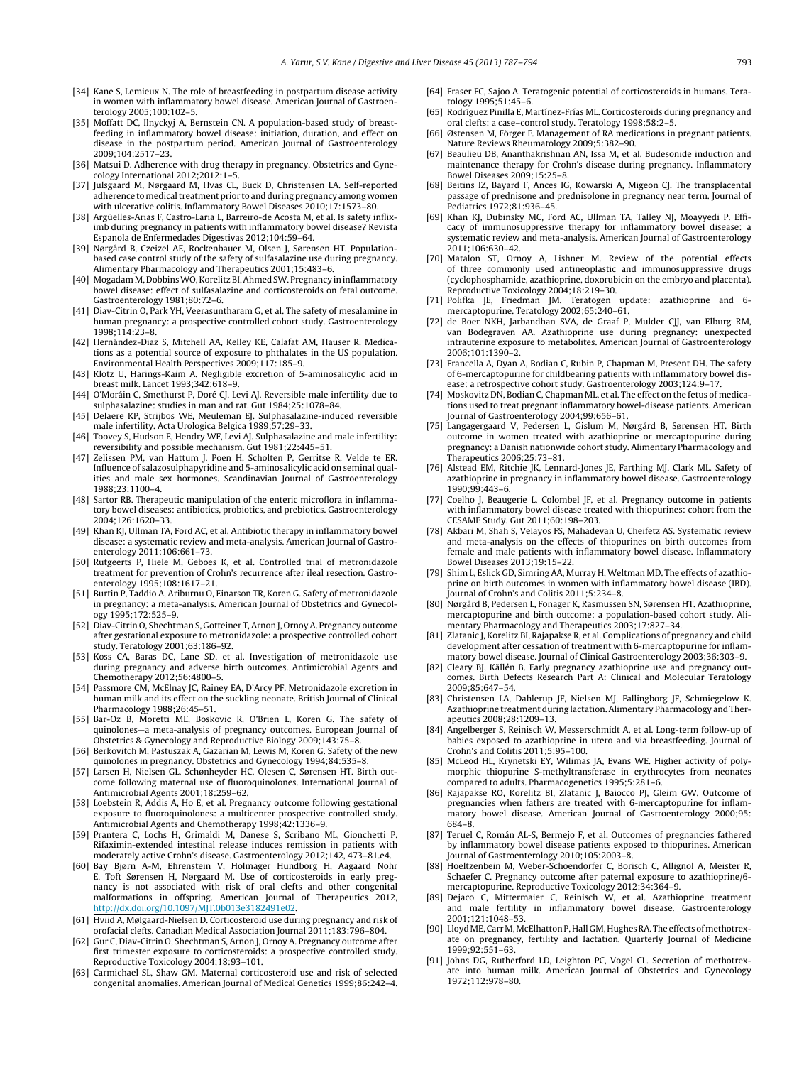[34] Kane S, Lemieux N. The role of breastfeeding in postpartum disease activity in women with inflammatory bowel disease. American Journal of Gastroenterology 2005;100:102–5.

[35] Moffatt DC, Ilnyckyj A, Bernstein CN. A population-based study of breastfeeding in inflammatory bowel disease: initiation, duration, and effect on disease in the postpartum period. American Journal of Gastroenterology 2009;104:2517–23.

[36] Matsui D. Adherence with drug therapy in pregnancy. Obstetrics and Gynecology International 2012;2012:1–5.

[37] Julsgaard M, Nørgaard M, Hvas CL, Buck D, Christensen LA. Self-reported adherence to medical treatment prior to and during pregnancy among women with ulcerative colitis. Inflammatory Bowel Diseases 2010;17:1573–80.

[38] Argüelles-Arias F, Castro-Laria L, Barreiro-de Acosta M, et al. Is safety infliximb during pregnancy in patients with inflammatory bowel disease? Revista Espanola de Enfermedades Digestivas 2012;104:59–64.

[39] Nørgård B, Czeizel AE, Rockenbauer M, Olsen J, Sørensen HT. Population-based case control study of the safety of sulfasalazine use during pregnancy. Alimentary Pharmacology and Therapeutics 2001;15:483–6.

[40] Mogadam M, Dobbins WO, Korelitz BI, Ahmed SW. Pregnancy in inflammatory bowel disease: effect of sulfasalazine and corticosteroids on fetal outcome. Gastroenterology 1981;80:72–6.

[41] Diav-Citrin O, Park YH, Veerasuntharam G, et al. The safety of mesalamine in human pregnancy: a prospective controlled cohort study. Gastroenterology 1998;114:23–8.

[42] Hernández-Diaz S, Mitchell AA, Kelley KE, Calafat AM, Hauser R. Medications as a potential source of exposure to phthalates in the US population. Environmental Health Perspectives 2009;117:185–9.

[43] Klotz U, Harings-Kaim A. Negligible excretion of 5-aminosalicylic acid in breast milk. Lancet 1993;342:618–9.

[44] O'Moráin C, Smethurst P, Doré CJ, Levi AJ. Reversible male infertility due to sulphasalazine: studies in man and rat. Gut 1984;25:1078–84.

[45] Delaere KP, Strijbos WE, Meuleman EJ. Sulphasalazine-induced reversible male infertility. Acta Urologica Belgica 1989;57:29–33.

[46] Toovey S, Hudson E, Hendry WF, Levi AJ. Sulphasalazine and male infertility: reversibility and possible mechanism. Gut 1981;22:445–51.

[47] Zelissen PM, van Hattum J, Poen H, Scholten P, Gerritse R, Velde te ER. Influence of salazosulphapyridine and 5-aminosalicylic acid on seminal qualities and male sex hormones. Scandinavian Journal of Gastroenterology 1988;23:1100–4.

[48] Sartor RB. Therapeutic manipulation of the enteric microflora in inflammatory bowel diseases: antibiotics, probiotics, and prebiotics. Gastroenterology 2004;126:1620–33.

[49] Khan KJ, Ullman TA, Ford AC, et al. Antibiotic therapy in inflammatory bowel disease: a systematic review and meta-analysis. American Journal of Gastroenterology 2011;106:661–73.

[50] Rutgeerts P, Hiele M, Geboes K, et al. Controlled trial of metronidazole treatment for prevention of Crohn's recurrence after ileal resection. Gastroenterology 1995;108:1617–21.

[51] Burtin P, Taddio A, Ariburnu O, Einarson TR, Koren G. Safety of metronidazole in pregnancy: a meta-analysis. American Journal of Obstetrics and Gynecology 1995;172:525–9.

[52] Diav-Citrin O, Shechtman S, Gotteiner T, Arnon J, Ornoy A. Pregnancy outcome after gestational exposure to metronidazole: a prospective controlled cohort study. Teratology 2001;63:186–92.

[53] Koss CA, Baras DC, Lane SD, et al. Investigation of metronidazole use during pregnancy and adverse birth outcomes. Antimicrobial Agents and Chemotherapy 2012;56:4800–5.

[54] Passmore CM, McElnay JC, Rainey EA, D'Arcy PF. Metronidazole excretion in human milk and its effect on the suckling neonate. British Journal of Clinical Pharmacology 1988;26:45–51.

[55] Bar-Oz B, Moretti ME, Boskovic R, O'Brien L, Koren G. The safety of quinolones—a meta-analysis of pregnancy outcomes. European Journal of Obstetrics & Gynecology and Reproductive Biology 2009;143:75–8.

[56] Berkovitch M, Pastuszak A, Gazarian M, Lewis M, Koren G. Safety of the new quinolones in pregnancy. Obstetrics and Gynecology 1994;84:535–8.

[57] Larsen H, Nielsen GL, Schønheyder HC, Olesen C, Sørensen HT. Birth outcome following maternal use of fluoroquinolones. International Journal of Antimicrobial Agents 2001;18:259–62.

[58] Loebstein R, Addis A, Ho E, et al. Pregnancy outcome following gestational exposure to fluoroquinolones: a multicenter prospective controlled study. Antimicrobial Agents and Chemotherapy 1998;42:1336–9.

[59] Prantera C, Lochs H, Grimaldi M, Danese S, Scribano ML, Gionchetti P. Rifaximin-extended intestinal release induces remission in patients with moderately active Crohn's disease. Gastroenterology 2012;142, 473–81.e4.

[60] Bay Bjørn A-M, Ehrenstein V, Holmager Hundborg H, Aagaard Nohr E, Toft Sørensen H, Nørgaard M. Use of corticosteroids in early pregnancy is not associated with risk of oral clefts and other congenital malformations in offspring. American Journal of Therapeutics 2012, http://dx.doi.org/10.1097/MJT.0b013e3182491e02.

[61] Hviid A, Mølgaard-Nielsen D. Corticosteroid use during pregnancy and risk of orofacial clefts. Canadian Medical Association Journal 2011;183:796–804.

[62] Gur C, Diav-Citrin O, Shechtman S, Arnon J, Ornoy A. Pregnancy outcome after first trimester exposure to corticosteroids: a prospective controlled study. Reproductive Toxicology 2004;18:93–101.

[63] Carmichael SL, Shaw GM. Maternal corticosteroid use and risk of selected congenital anomalies. American Journal of Medical Genetics 1999;86:242–4.

[64] Fraser FC, Sajoo A. Teratogenic potential of corticosteroids in humans. Teratology 1995;51:45–6.

[65] Rodríguez Pinilla E, Martínez-Frías ML. Corticosteroids during pregnancy and oral clefts: a case–control study. Teratology 1998;58:2–5.

[66] Østensen M, Förger F. Management of RA medications in pregnant patients. Nature Reviews Rheumatology 2009;5:382–90.

[67] Beaulieu DB, Ananthakrishnan AN, Issa M, et al. Budesonide induction and maintenance therapy for Crohn's disease during pregnancy. Inflammatory Bowel Diseases 2009;15:25–8.

[68] Beitins IZ, Bayard F, Ances IG, Kowarski A, Migeon CJ. The transplacental passage of prednisone and prednisolone in pregnancy near term. Journal of Pediatrics 1972;81:936–45.

[69] Khan KJ, Dubinsky MC, Ford AC, Ullman TA, Talley NJ, Moayyedi P. Efficacy of immunosuppressive therapy for inflammatory bowel disease: a systematic review and meta-analysis. American Journal of Gastroenterology 2011;106:630–42.

[70] Matalon ST, Ornoy A, Lishner M. Review of the potential effects of three commonly used antineoplastic and immunosuppressive drugs (cyclophosphamide, azathioprine, doxorubicin on the embryo and placenta). Reproductive Toxicology 2004;18:219–30.

[71] Polifka JE, Friedman JM. Teratogen update: azathioprine and 6-mercaptopurine. Teratology 2002;65:240–61.

[72] de Boer NKH, Jarbandhan SVA, de Graaf P, Mulder CJJ, van Elburg RM, van Bodegraven AA. Azathioprine use during pregnancy: unexpected intrauterine exposure to metabolites. American Journal of Gastroenterology 2006;101:1390–2.

[73] Francella A, Dyan A, Bodian C, Rubin P, Chapman M, Present DH. The safety of 6-mercaptopurine for childbearing patients with inflammatory bowel disease: a retrospective cohort study. Gastroenterology 2003;124:9–17.

[74] Moskovitz DN, Bodian C, Chapman ML, et al. The effect on the fetus of medications used to treat pregnant inflammatory bowel-disease patients. American Journal of Gastroenterology 2004;99:656–61.

[75] Langagergaard V, Pedersen L, Gislum M, Nørgård B, Sørensen HT. Birth outcome in women treated with azathioprine or mercaptopurine during pregnancy: a Danish nationwide cohort study. Alimentary Pharmacology and Therapeutics 2006;25:73–81.

[76] Alstead EM, Ritchie JK, Lennard-Jones JE, Farthing MJ, Clark ML. Safety of azathioprine in pregnancy in inflammatory bowel disease. Gastroenterology 1990;99:443–6.

[77] Coelho J, Beaugerie L, Colombel JF, et al. Pregnancy outcome in patients with inflammatory bowel disease treated with thiopurines: cohort from the CESAME Study. Gut 2011;60:198–203.

[78] Akbari M, Shah S, Velayos FS, Mahadevan U, Cheifetz AS. Systematic review and meta-analysis on the effects of thiopurines on birth outcomes from female and male patients with inflammatory bowel disease. Inflammatory Bowel Diseases 2013;19:15–22.

[79] Shim L, Eslick GD, Simring AA, Murray H, Weltman MD. The effects of azathioprine on birth outcomes in women with inflammatory bowel disease (IBD). Journal of Crohn's and Colitis 2011;5:234–8.

[80] Nørgård B, Pedersen L, Fonager K, Rasmussen SN, Sørensen HT. Azathioprine, mercaptopurine and birth outcome: a population-based cohort study. Alimentary Pharmacology and Therapeutics 2003;17:827–34.

[81] Zlatanic J, Korelitz BI, Rajapakse R, et al. Complications of pregnancy and child development after cessation of treatment with 6-mercaptopurine for inflammatory bowel disease. Journal of Clinical Gastroenterology 2003;36:303–9.

[82] Cleary BJ, Källén B. Early pregnancy azathioprine use and pregnancy outcomes. Birth Defects Research Part A: Clinical and Molecular Teratology 2009;85:647–54.

[83] Christensen LA, Dahlerup JF, Nielsen MJ, Fallingborg JF, Schmiegelow K. Azathioprine treatment during lactation. Alimentary Pharmacology and Therapeutics 2008;28:1209–13.

[84] Angelberger S, Reinisch W, Messerschmidt A, et al. Long-term follow-up of babies exposed to azathioprine in utero and via breastfeeding. Journal of Crohn's and Colitis 2011;5:95–100.

[85] McLeod HL, Krynetski EY, Wilimas JA, Evans WE. Higher activity of polymorphic thiopurine S-methyltransferase in erythrocytes from neonates compared to adults. Pharmacogenetics 1995;5:281–6.

[86] Rajapakse RO, Korelitz BI, Zlatanic J, Baiocco PJ, Gleim GW. Outcome of pregnancies when fathers are treated with 6-mercaptopurine for inflammatory bowel disease. American Journal of Gastroenterology 2000;95: 684–8.

[87] Teruel C, Román AL-S, Bermejo F, et al. Outcomes of pregnancies fathered by inflammatory bowel disease patients exposed to thiopurines. American Journal of Gastroenterology 2010;105:2003–8.

[88] Hoeltzenbein M, Weber-Schoendorfer C, Borisch C, Allignol A, Meister R, Schaefer C. Pregnancy outcome after paternal exposure to azathioprine/6-mercaptopurine. Reproductive Toxicology 2012;34:364–9.

[89] Dejaco C, Mittermaier C, Reinisch W, et al. Azathioprine treatment and male fertility in inflammatory bowel disease. Gastroenterology 2001;121:1048–53.

[90] Lloyd ME, Carr M, McElhatton P, Hall GM, Hughes RA. The effects of methotrexate on pregnancy, fertility and lactation. Quarterly Journal of Medicine 1999;92:551–63.

[91] Johns DG, Rutherford LD, Leighton PC, Vogel CL. Secretion of methotrexate into human milk. American Journal of Obstetrics and Gynecology 1972;112:978–80.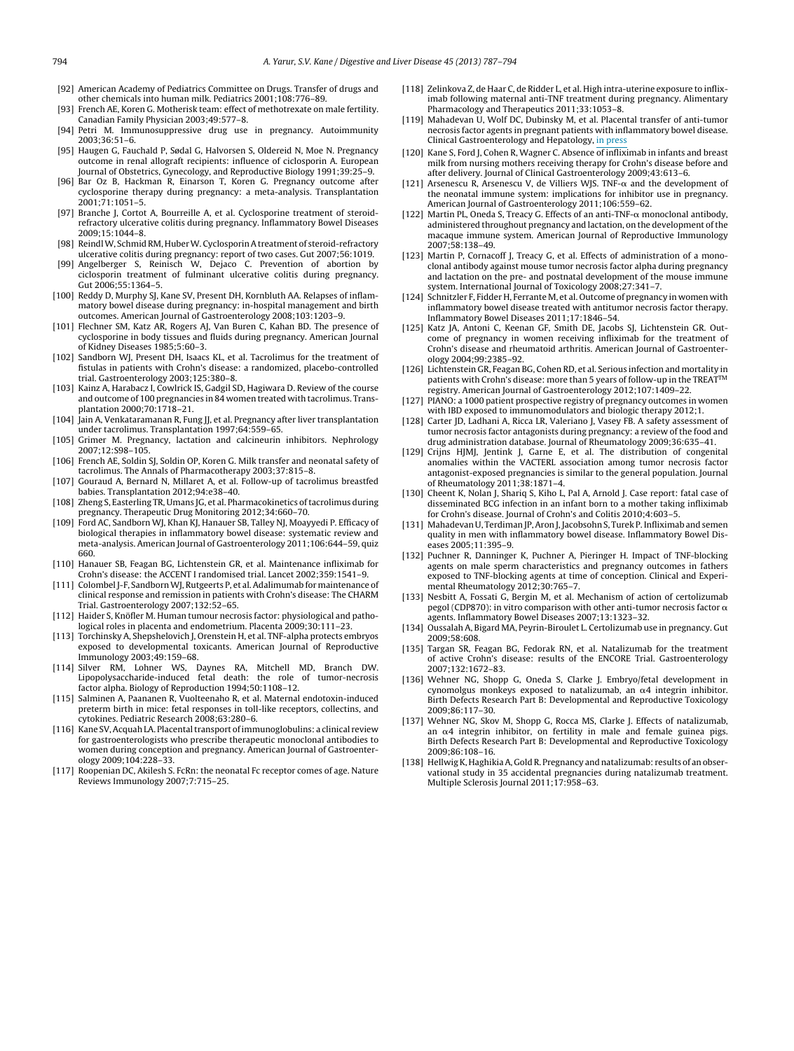[92] American Academy of Pediatrics Committee on Drugs. Transfer of drugs and other chemicals into human milk. Pediatrics 2001;108:776–89.

[93] French AE, Koren G. Motherisk team: effect of methotrexate on male fertility. Canadian Family Physician 2003;49:577–8.

[94] Petri M. Immunosuppressive drug use in pregnancy. Autoimmunity 2003;36:51–6.

[95] Haugen G, Fauchald P, Sødal G, Halvorsen S, Oldereid N, Moe N. Pregnancy outcome in renal allograft recipients: influence of ciclosporin A. European Journal of Obstetrics, Gynecology, and Reproductive Biology 1991;39:25–9.

[96] Bar Oz B, Hackman R, Einarson T, Koren G. Pregnancy outcome after cyclosporine therapy during pregnancy: a meta-analysis. Transplantation 2001;71:1051–5.

[97] Branche J, Cortot A, Bourreille A, et al. Cyclosporine treatment of steroid-refractory ulcerative colitis during pregnancy. Inflammatory Bowel Diseases 2009;15:1044–8.

[98] Reindl W, Schmid RM, Huber W. Cyclosporin A treatment of steroid-refractory ulcerative colitis during pregnancy: report of two cases. Gut 2007;56:1019.

[99] Angelberger S, Reinisch W, Dejaco C. Prevention of abortion by ciclosporin treatment of fulminant ulcerative colitis during pregnancy. Gut 2006;55:1364–5.

[100] Reddy D, Murphy SJ, Kane SV, Present DH, Kornbluth AA. Relapses of inflammatory bowel disease during pregnancy: in-hospital management and birth outcomes. American Journal of Gastroenterology 2008;103:1203–9.

[101] Flechner SM, Katz AR, Rogers AJ, Van Buren C, Kahan BD. The presence of cyclosporine in body tissues and fluids during pregnancy. American Journal of Kidney Diseases 1985;5:60–3.

[102] Sandborn WJ, Present DH, Isaacs KL, et al. Tacrolimus for the treatment of fistulas in patients with Crohn's disease: a randomized, placebo-controlled trial. Gastroenterology 2003;125:380–8.

[103] Kainz A, Harabacz I, Cowlrick IS, Gadgil SD, Hagiwara D. Review of the course and outcome of 100 pregnancies in 84 women treated with tacrolimus. Transplantation 2000;70:1718–21.

[104] Jain A, Venkataramanan R, Fung JJ, et al. Pregnancy after liver transplantation under tacrolimus. Transplantation 1997;64:559–65.

[105] Grimer M. Pregnancy, lactation and calcineurin inhibitors. Nephrology 2007;12:S98–105.

[106] French AE, Soldin SJ, Soldin OP, Koren G. Milk transfer and neonatal safety of tacrolimus. The Annals of Pharmacotherapy 2003;37:815–8.

[107] Gouraud A, Bernard N, Millaret A, et al. Follow-up of tacrolimus breastfed babies. Transplantation 2012;94:e38–40.

[108] Zheng S, Easterling TR, Umans JG, et al. Pharmacokinetics of tacrolimus during pregnancy. Therapeutic Drug Monitoring 2012;34:660–70.

[109] Ford AC, Sandborn WJ, Khan KJ, Hanauer SB, Talley NJ, Moayyedi P. Efficacy of biological therapies in inflammatory bowel disease: systematic review and meta-analysis. American Journal of Gastroenterology 2011;106:644–59, quiz 660.

[110] Hanauer SB, Feagan BG, Lichtenstein GR, et al. Maintenance infliximab for Crohn's disease: the ACCENT I randomised trial. Lancet 2002;359:1541–9.

[111] Colombel J-F, Sandborn WJ, Rutgeerts P, et al. Adalimumab for maintenance of clinical response and remission in patients with Crohn's disease: The CHARM Trial. Gastroenterology 2007;132:52–65.

[112] Haider S, Knöfler M. Human tumour necrosis factor: physiological and pathological roles in placenta and endometrium. Placenta 2009;30:111–23.

[113] Torchinsky A, Shepshelovich J, Orenstein H, et al. TNF-alpha protects embryos exposed to developmental toxicants. American Journal of Reproductive Immunology 2003;49:159–68.

[114] Silver RM, Lohner WS, Daynes RA, Mitchell MD, Branch DW. Lipopolysaccharide-induced fetal death: the role of tumor-necrosis factor alpha. Biology of Reproduction 1994;50:1108–12.

[115] Salminen A, Paananen R, Vuolteenaho R, et al. Maternal endotoxin-induced preterm birth in mice: fetal responses in toll-like receptors, collectins, and cytokines. Pediatric Research 2008;63:280–6.

[116] Kane SV, Acquah LA. Placental transport of immunoglobulins: a clinical review for gastroenterologists who prescribe therapeutic monoclonal antibodies to women during conception and pregnancy. American Journal of Gastroenterology 2009;104:228–33.

[117] Roopenian DC, Akilesh S. FcRn: the neonatal Fc receptor comes of age. Nature Reviews Immunology 2007;7:715–25.

[118] Zelinkova Z, de Haar C, de Ridder L, et al. High intra-uterine exposure to infliximab following maternal anti-TNF treatment during pregnancy. Alimentary Pharmacology and Therapeutics 2011;33:1053–8.

[119] Mahadevan U, Wolf DC, Dubinsky M, et al. Placental transfer of anti-tumor necrosis factor agents in pregnant patients with inflammatory bowel disease. Clinical Gastroenterology and Hepatology, in press

[120] Kane S, Ford J, Cohen R, Wagner C. Absence of infliximab in infants and breast milk from nursing mothers receiving therapy for Crohn's disease before and after delivery. Journal of Clinical Gastroenterology 2009;43:613–6.

[121] Arsenescu R, Arsenescu V, de Villiers WJS. TNF-$\alpha$ and the development of the neonatal immune system: implications for inhibitor use in pregnancy. American Journal of Gastroenterology 2011;106:559–62.

[122] Martin PL, Oneda S, Treacy G. Effects of an anti-TNF-$\alpha$ monoclonal antibody, administered throughout pregnancy and lactation, on the development of the macaque immune system. American Journal of Reproductive Immunology 2007;58:138–49.

[123] Martin P, Cornacoff J, Treacy G, et al. Effects of administration of a monoclonal antibody against mouse tumor necrosis factor alpha during pregnancy and lactation on the pre- and postnatal development of the mouse immune system. International Journal of Toxicology 2008;27:341–7.

[124] Schnitzler F, Fidder H, Ferrante M, et al. Outcome of pregnancy in women with inflammatory bowel disease treated with antitumor necrosis factor therapy. Inflammatory Bowel Diseases 2011;17:1846–54.

[125] Katz JA, Antoni C, Keenan GF, Smith DE, Jacobs SJ, Lichtenstein GR. Outcome of pregnancy in women receiving infliximab for the treatment of Crohn's disease and rheumatoid arthritis. American Journal of Gastroenterology 2004;99:2385–92.

[126] Lichtenstein GR, Feagan BG, Cohen RD, et al. Serious infection and mortality in patients with Crohn's disease: more than 5 years of follow-up in the TREAT™ registry. American Journal of Gastroenterology 2012;107:1409–22.

[127] PIANO: a 1000 patient prospective registry of pregnancy outcomes in women with IBD exposed to immunomodulators and biologic therapy 2012;1.

[128] Carter JD, Ladhani A, Ricca LR, Valeriano J, Vasey FB. A safety assessment of tumor necrosis factor antagonists during pregnancy: a review of the food and drug administration database. Journal of Rheumatology 2009;36:635–41.

[129] Crijns HJMJ, Jentink J, Garne E, et al. The distribution of congenital anomalies within the VACTERL association among tumor necrosis factor antagonist-exposed pregnancies is similar to the general population. Journal of Rheumatology 2011;38:1871–4.

[130] Cheent K, Nolan J, Shariq S, Kiho L, Pal A, Arnold J. Case report: fatal case of disseminated BCG infection in an infant born to a mother taking infliximab for Crohn's disease. Journal of Crohn's and Colitis 2010;4:603–5.

[131] Mahadevan U, Terdiman JP, Aron J, Jacobsohn S, Turek P. Infliximab and semen quality in men with inflammatory bowel disease. Inflammatory Bowel Diseases 2005;11:395–9.

[132] Puchner R, Danninger K, Puchner A, Pieringer H. Impact of TNF-blocking agents on male sperm characteristics and pregnancy outcomes in fathers exposed to TNF-blocking agents at time of conception. Clinical and Experimental Rheumatology 2012;30:765–7.

[133] Nesbitt A, Fossati G, Bergin M, et al. Mechanism of action of certolizumab pegol (CDP870): in vitro comparison with other anti-tumor necrosis factor $\alpha$ agents. Inflammatory Bowel Diseases 2007;13:1323–32.

[134] Oussalah A, Bigard MA, Peyrin-Biroulet L. Certolizumab use in pregnancy. Gut 2009;58:608.

[135] Targan SR, Feagan BG, Fedorak RN, et al. Natalizumab for the treatment of active Crohn's disease: results of the ENCORE Trial. Gastroenterology 2007;132:1672–83.

[136] Wehner NG, Shopp G, Oneda S, Clarke J. Embryo/fetal development in cynomolgus monkeys exposed to natalizumab, an $\alpha 4$ integrin inhibitor. Birth Defects Research Part B: Developmental and Reproductive Toxicology 2009;86:117–30.

[137] Wehner NG, Skov M, Shopp G, Rocca MS, Clarke J. Effects of natalizumab, an $\alpha 4$ integrin inhibitor, on fertility in male and female guinea pigs. Birth Defects Research Part B: Developmental and Reproductive Toxicology 2009;86:108–16.

[138] Hellwig K, Haghikia A, Gold R. Pregnancy and natalizumab: results of an observational study in 35 accidental pregnancies during natalizumab treatment. Multiple Sclerosis Journal 2011;17:958–63.